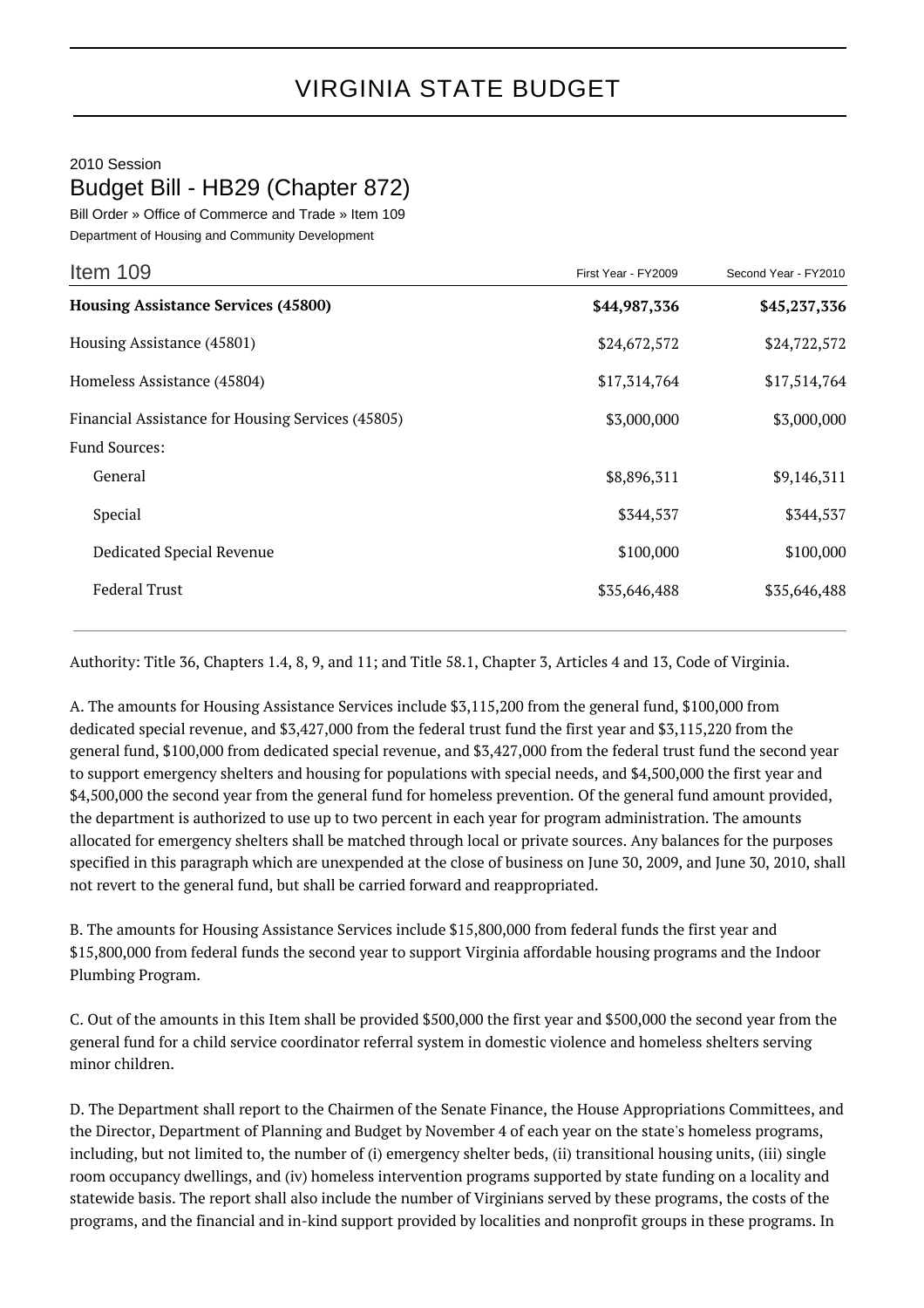# VIRGINIA STATE BUDGET

2010 Session

## Budget Bill - HB29 (Chapter 872)

Bill Order » Office of Commerce and Trade » Item 109

Department of Housing and Community Development

| Item 109 | First Year - FY2009 | Second Year - FY2010 |
|---|---|---|
| **Housing Assistance Services (45800)** | **$44,987,336** | **$45,237,336** |
| Housing Assistance (45801) | $24,672,572 | $24,722,572 |
| Homeless Assistance (45804) | $17,314,764 | $17,514,764 |
| Financial Assistance for Housing Services (45805) | $3,000,000 | $3,000,000 |
| Fund Sources: | | |
| General | $8,896,311 | $9,146,311 |
| Special | $344,537 | $344,537 |
| Dedicated Special Revenue | $100,000 | $100,000 |
| Federal Trust | $35,646,488 | $35,646,488 |

Authority: Title 36, Chapters 1.4, 8, 9, and 11; and Title 58.1, Chapter 3, Articles 4 and 13, Code of Virginia.

A. The amounts for Housing Assistance Services include $3,115,200 from the general fund, $100,000 from dedicated special revenue, and $3,427,000 from the federal trust fund the first year and $3,115,220 from the general fund, $100,000 from dedicated special revenue, and $3,427,000 from the federal trust fund the second year to support emergency shelters and housing for populations with special needs, and $4,500,000 the first year and $4,500,000 the second year from the general fund for homeless prevention. Of the general fund amount provided, the department is authorized to use up to two percent in each year for program administration. The amounts allocated for emergency shelters shall be matched through local or private sources. Any balances for the purposes specified in this paragraph which are unexpended at the close of business on June 30, 2009, and June 30, 2010, shall not revert to the general fund, but shall be carried forward and reappropriated.

B. The amounts for Housing Assistance Services include $15,800,000 from federal funds the first year and $15,800,000 from federal funds the second year to support Virginia affordable housing programs and the Indoor Plumbing Program.

C. Out of the amounts in this Item shall be provided $500,000 the first year and $500,000 the second year from the general fund for a child service coordinator referral system in domestic violence and homeless shelters serving minor children.

D. The Department shall report to the Chairmen of the Senate Finance, the House Appropriations Committees, and the Director, Department of Planning and Budget by November 4 of each year on the state's homeless programs, including, but not limited to, the number of (i) emergency shelter beds, (ii) transitional housing units, (iii) single room occupancy dwellings, and (iv) homeless intervention programs supported by state funding on a locality and statewide basis. The report shall also include the number of Virginians served by these programs, the costs of the programs, and the financial and in-kind support provided by localities and nonprofit groups in these programs. In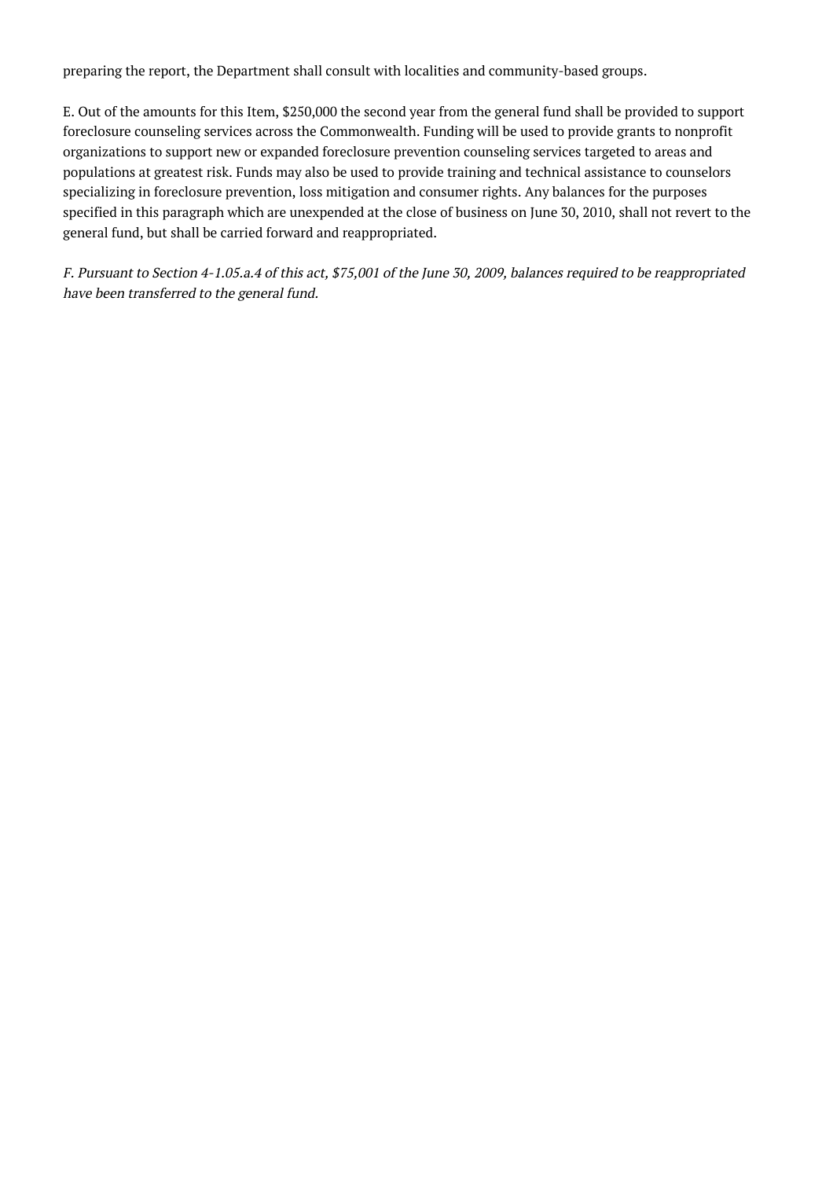preparing the report, the Department shall consult with localities and community-based groups.

E. Out of the amounts for this Item, $250,000 the second year from the general fund shall be provided to support foreclosure counseling services across the Commonwealth. Funding will be used to provide grants to nonprofit organizations to support new or expanded foreclosure prevention counseling services targeted to areas and populations at greatest risk. Funds may also be used to provide training and technical assistance to counselors specializing in foreclosure prevention, loss mitigation and consumer rights. Any balances for the purposes specified in this paragraph which are unexpended at the close of business on June 30, 2010, shall not revert to the general fund, but shall be carried forward and reappropriated.

*F. Pursuant to Section 4-1.05.a.4 of this act, $75,001 of the June 30, 2009, balances required to be reappropriated have been transferred to the general fund.*